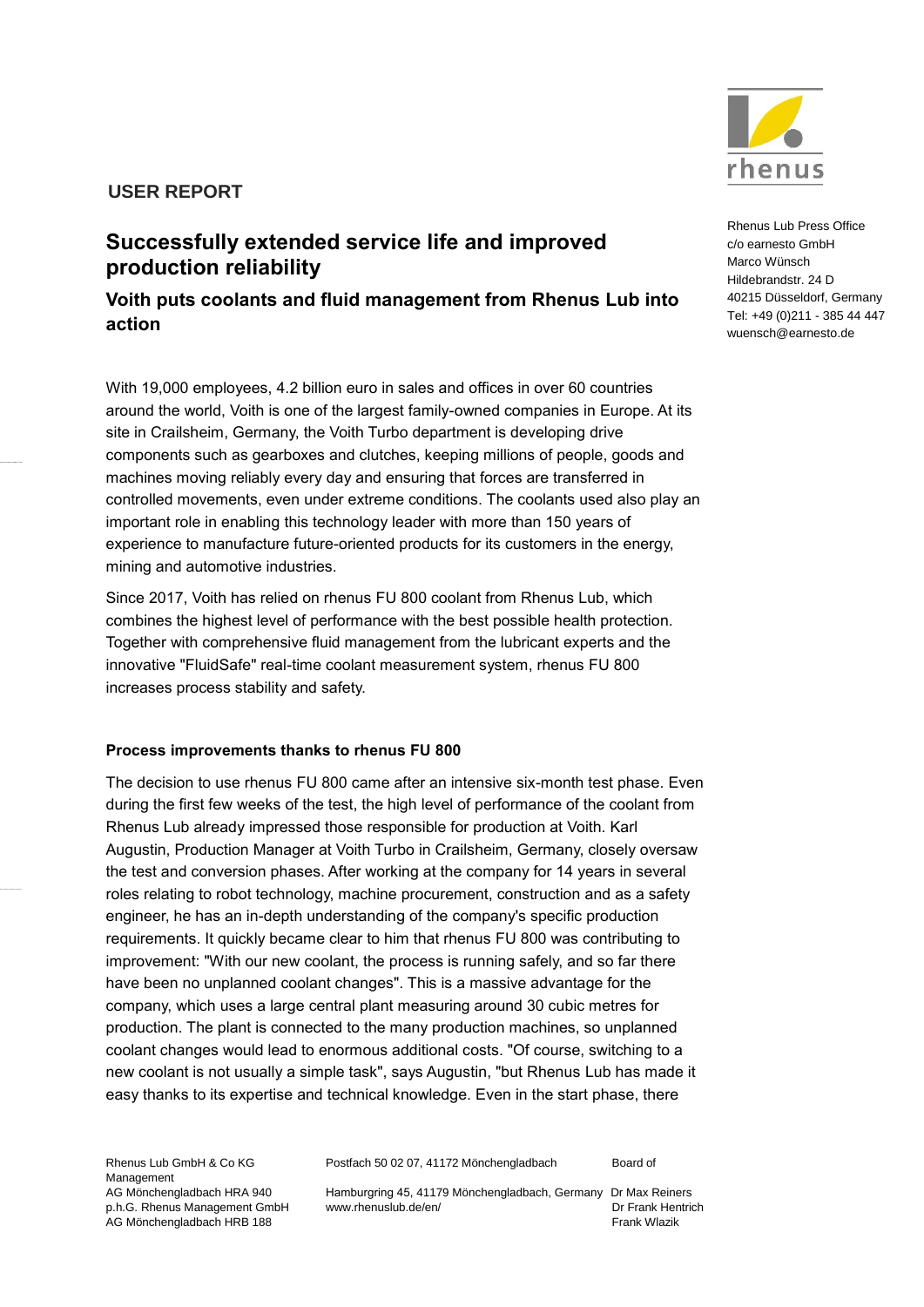USER REPORT

# Successfully extended service life and improved production reliability

## Voith puts coolants and fluid management from Rhenus Lub into action

Rhenus Lub Press Office
c/o earnesto GmbH
Marco Wünsch
Hildebrandstr. 24 D
40215 Düsseldorf, Germany
Tel: +49 (0)211 - 385 44 447
wuensch@earnesto.de

With 19,000 employees, 4.2 billion euro in sales and offices in over 60 countries around the world, Voith is one of the largest family-owned companies in Europe. At its site in Crailsheim, Germany, the Voith Turbo department is developing drive components such as gearboxes and clutches, keeping millions of people, goods and machines moving reliably every day and ensuring that forces are transferred in controlled movements, even under extreme conditions. The coolants used also play an important role in enabling this technology leader with more than 150 years of experience to manufacture future-oriented products for its customers in the energy, mining and automotive industries.

Since 2017, Voith has relied on rhenus FU 800 coolant from Rhenus Lub, which combines the highest level of performance with the best possible health protection. Together with comprehensive fluid management from the lubricant experts and the innovative "FluidSafe" real-time coolant measurement system, rhenus FU 800 increases process stability and safety.

### Process improvements thanks to rhenus FU 800

The decision to use rhenus FU 800 came after an intensive six-month test phase. Even during the first few weeks of the test, the high level of performance of the coolant from Rhenus Lub already impressed those responsible for production at Voith. Karl Augustin, Production Manager at Voith Turbo in Crailsheim, Germany, closely oversaw the test and conversion phases. After working at the company for 14 years in several roles relating to robot technology, machine procurement, construction and as a safety engineer, he has an in-depth understanding of the company's specific production requirements. It quickly became clear to him that rhenus FU 800 was contributing to improvement: "With our new coolant, the process is running safely, and so far there have been no unplanned coolant changes". This is a massive advantage for the company, which uses a large central plant measuring around 30 cubic metres for production. The plant is connected to the many production machines, so unplanned coolant changes would lead to enormous additional costs. "Of course, switching to a new coolant is not usually a simple task", says Augustin, "but Rhenus Lub has made it easy thanks to its expertise and technical knowledge. Even in the start phase, there

Rhenus Lub GmbH & Co KG
AG Mönchengladbach HRA 940
p.h.G. Rhenus Management GmbH
AG Mönchengladbach HRB 188

Postfach 50 02 07, 41172 Mönchengladbach
Hamburgring 45, 41179 Mönchengladbach, Germany
www.rhenuslub.de/en/

Board of Management
Dr Max Reiners
Dr Frank Hentrich
Frank Wlazik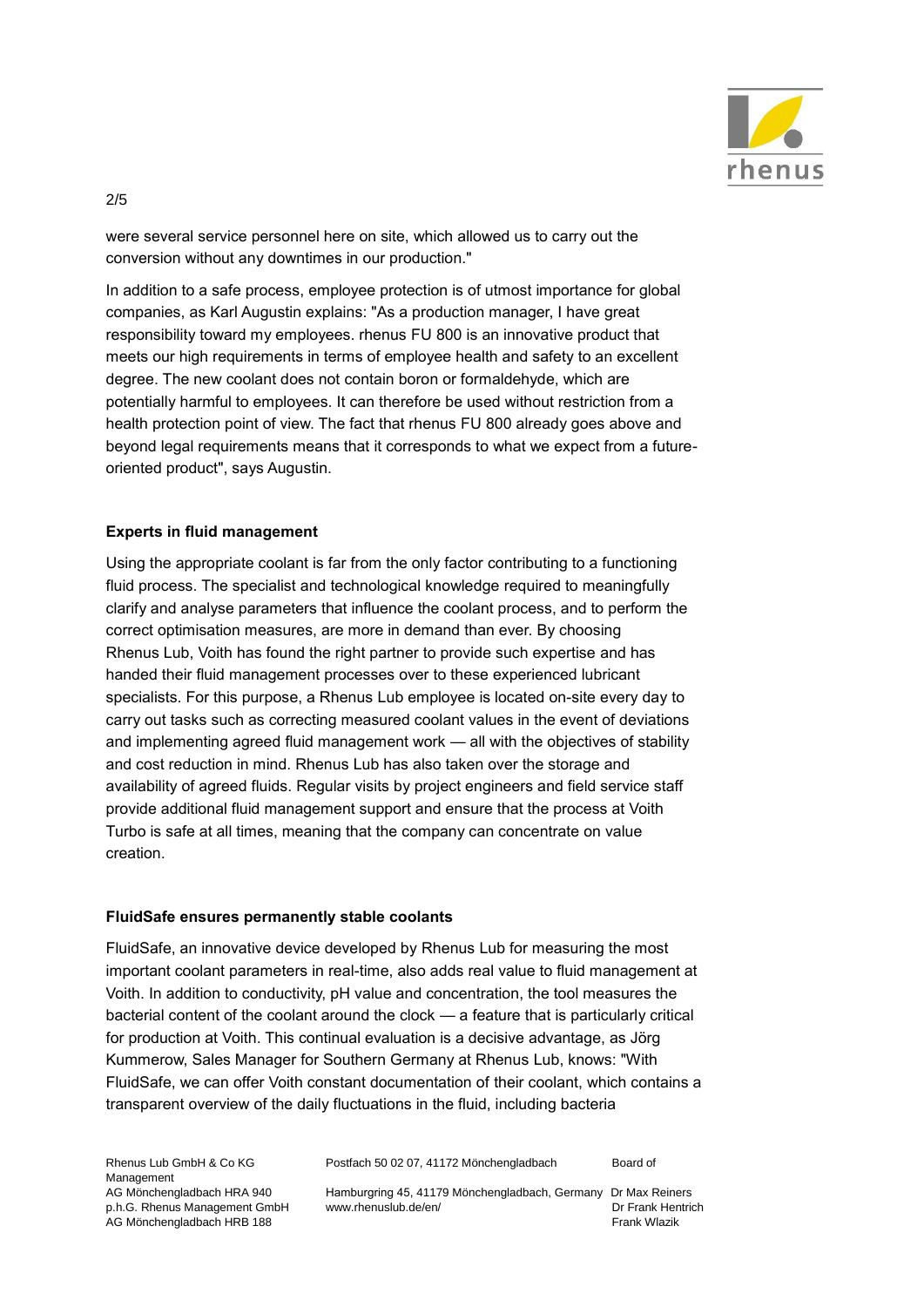were several service personnel here on site, which allowed us to carry out the conversion without any downtimes in our production."

In addition to a safe process, employee protection is of utmost importance for global companies, as Karl Augustin explains: "As a production manager, I have great responsibility toward my employees. rhenus FU 800 is an innovative product that meets our high requirements in terms of employee health and safety to an excellent degree. The new coolant does not contain boron or formaldehyde, which are potentially harmful to employees. It can therefore be used without restriction from a health protection point of view. The fact that rhenus FU 800 already goes above and beyond legal requirements means that it corresponds to what we expect from a future-oriented product", says Augustin.

**Experts in fluid management**

Using the appropriate coolant is far from the only factor contributing to a functioning fluid process. The specialist and technological knowledge required to meaningfully clarify and analyse parameters that influence the coolant process, and to perform the correct optimisation measures, are more in demand than ever. By choosing Rhenus Lub, Voith has found the right partner to provide such expertise and has handed their fluid management processes over to these experienced lubricant specialists. For this purpose, a Rhenus Lub employee is located on-site every day to carry out tasks such as correcting measured coolant values in the event of deviations and implementing agreed fluid management work — all with the objectives of stability and cost reduction in mind. Rhenus Lub has also taken over the storage and availability of agreed fluids. Regular visits by project engineers and field service staff provide additional fluid management support and ensure that the process at Voith Turbo is safe at all times, meaning that the company can concentrate on value creation.

**FluidSafe ensures permanently stable coolants**

FluidSafe, an innovative device developed by Rhenus Lub for measuring the most important coolant parameters in real-time, also adds real value to fluid management at Voith. In addition to conductivity, pH value and concentration, the tool measures the bacterial content of the coolant around the clock — a feature that is particularly critical for production at Voith. This continual evaluation is a decisive advantage, as Jörg Kummerow, Sales Manager for Southern Germany at Rhenus Lub, knows: "With FluidSafe, we can offer Voith constant documentation of their coolant, which contains a transparent overview of the daily fluctuations in the fluid, including bacteria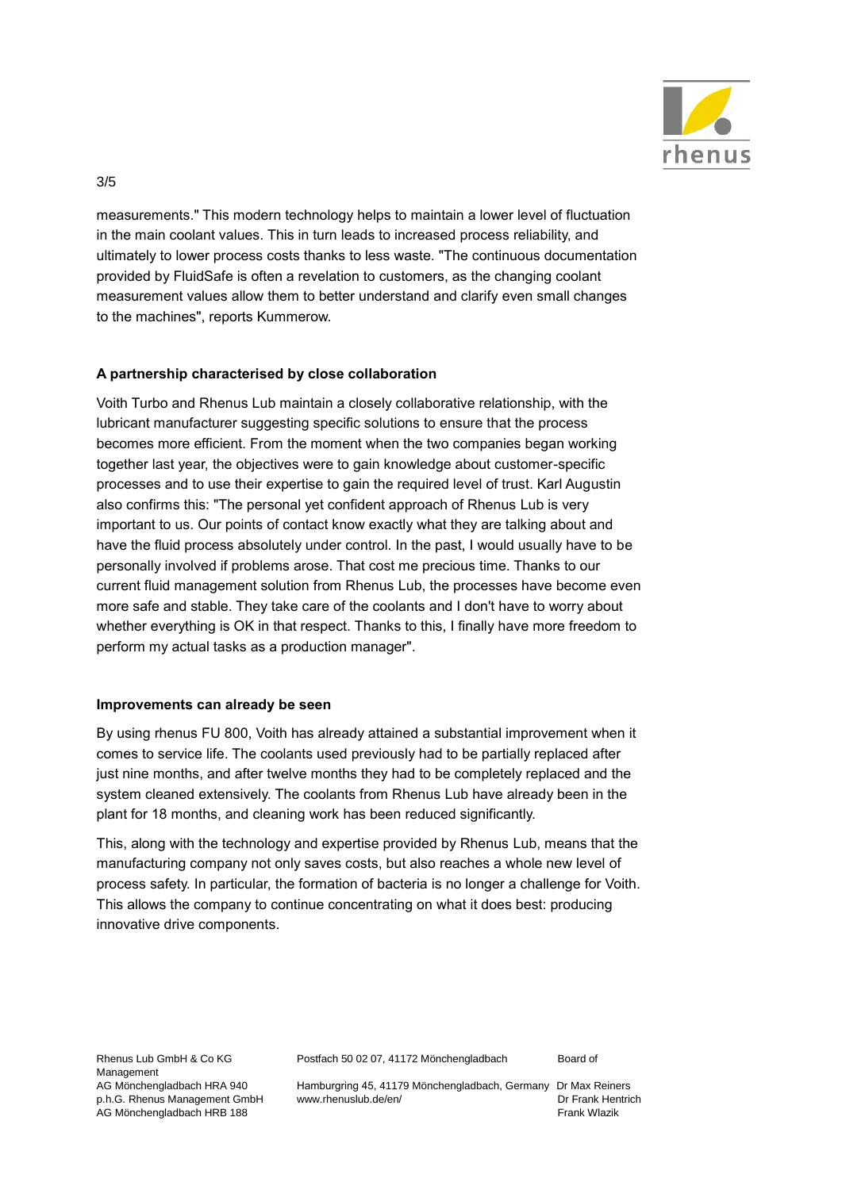measurements." This modern technology helps to maintain a lower level of fluctuation in the main coolant values. This in turn leads to increased process reliability, and ultimately to lower process costs thanks to less waste. "The continuous documentation provided by FluidSafe is often a revelation to customers, as the changing coolant measurement values allow them to better understand and clarify even small changes to the machines", reports Kummerow.

**A partnership characterised by close collaboration**

Voith Turbo and Rhenus Lub maintain a closely collaborative relationship, with the lubricant manufacturer suggesting specific solutions to ensure that the process becomes more efficient. From the moment when the two companies began working together last year, the objectives were to gain knowledge about customer-specific processes and to use their expertise to gain the required level of trust. Karl Augustin also confirms this: "The personal yet confident approach of Rhenus Lub is very important to us. Our points of contact know exactly what they are talking about and have the fluid process absolutely under control. In the past, I would usually have to be personally involved if problems arose. That cost me precious time. Thanks to our current fluid management solution from Rhenus Lub, the processes have become even more safe and stable. They take care of the coolants and I don't have to worry about whether everything is OK in that respect. Thanks to this, I finally have more freedom to perform my actual tasks as a production manager".

**Improvements can already be seen**

By using rhenus FU 800, Voith has already attained a substantial improvement when it comes to service life. The coolants used previously had to be partially replaced after just nine months, and after twelve months they had to be completely replaced and the system cleaned extensively. The coolants from Rhenus Lub have already been in the plant for 18 months, and cleaning work has been reduced significantly.

This, along with the technology and expertise provided by Rhenus Lub, means that the manufacturing company not only saves costs, but also reaches a whole new level of process safety. In particular, the formation of bacteria is no longer a challenge for Voith. This allows the company to continue concentrating on what it does best: producing innovative drive components.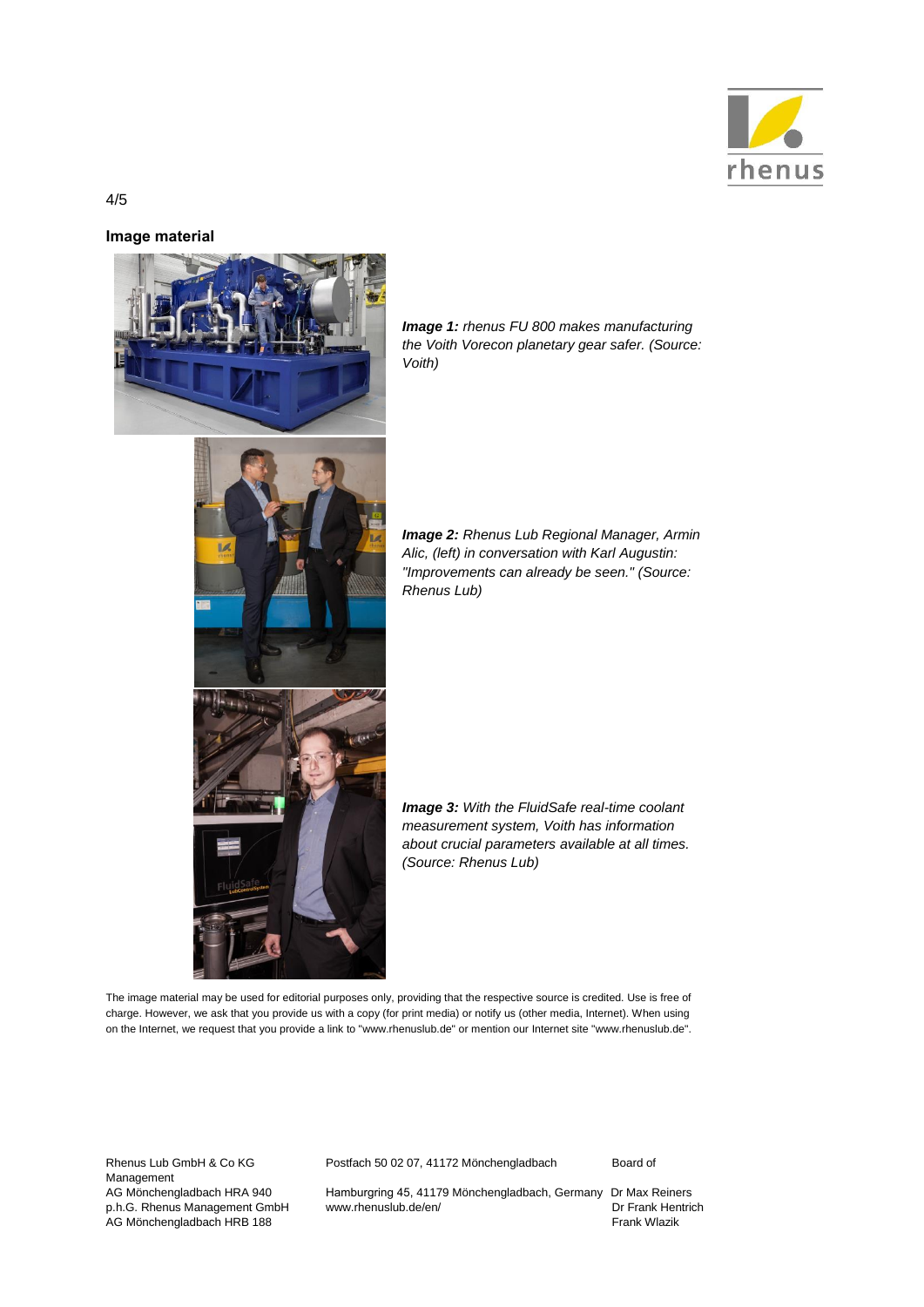## Image material

***Image 1:*** *rhenus FU 800 makes manufacturing the Voith Vorecon planetary gear safer. (Source: Voith)*

***Image 2:*** *Rhenus Lub Regional Manager, Armin Alic, (left) in conversation with Karl Augustin: "Improvements can already be seen." (Source: Rhenus Lub)*

***Image 3:*** *With the FluidSafe real-time coolant measurement system, Voith has information about crucial parameters available at all times. (Source: Rhenus Lub)*

The image material may be used for editorial purposes only, providing that the respective source is credited. Use is free of charge. However, we ask that you provide us with a copy (for print media) or notify us (other media, Internet). When using on the Internet, we request that you provide a link to "www.rhenuslub.de" or mention our Internet site "www.rhenuslub.de".

Rhenus Lub GmbH & Co KG
AG Mönchengladbach HRA 940
p.h.G. Rhenus Management GmbH
AG Mönchengladbach HRB 188

Postfach 50 02 07, 41172 Mönchengladbach
Hamburgring 45, 41179 Mönchengladbach, Germany
www.rhenuslub.de/en/

Board of Management
Dr Max Reiners
Dr Frank Hentrich
Frank Wlazik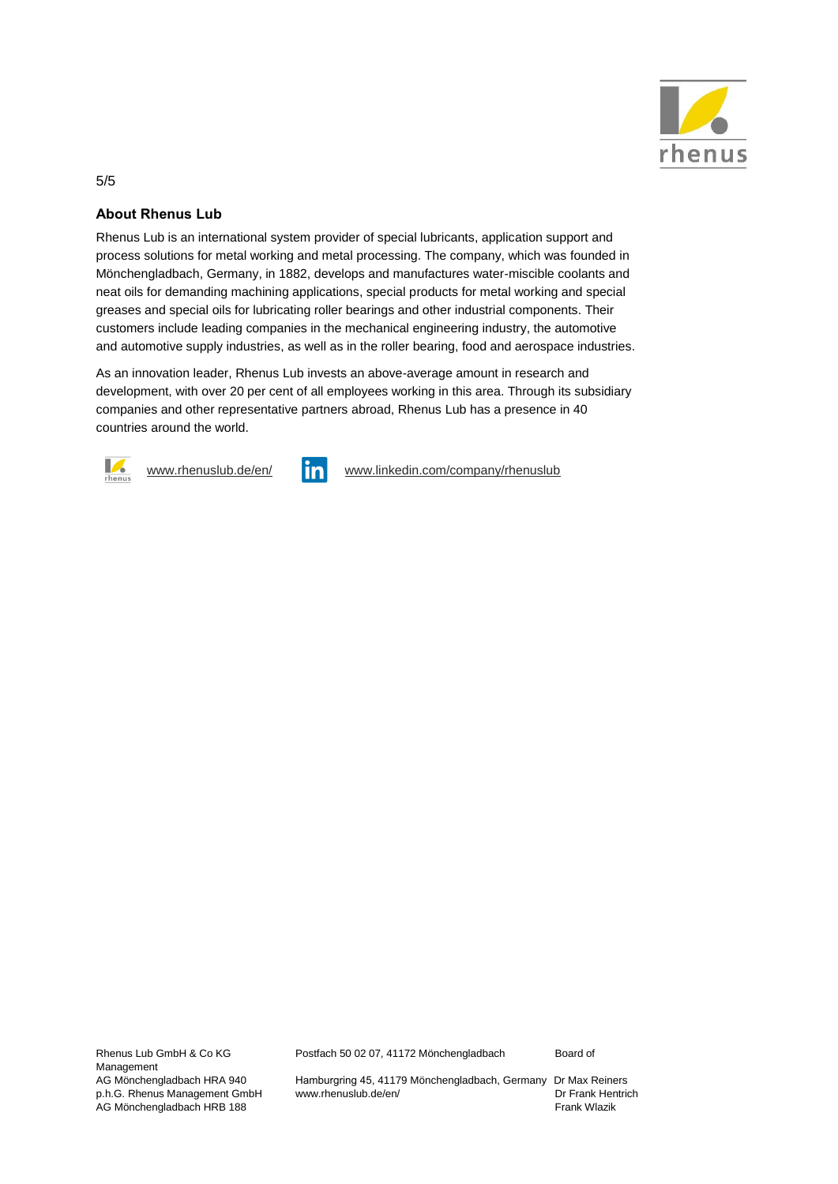## About Rhenus Lub

Rhenus Lub is an international system provider of special lubricants, application support and process solutions for metal working and metal processing. The company, which was founded in Mönchengladbach, Germany, in 1882, develops and manufactures water-miscible coolants and neat oils for demanding machining applications, special products for metal working and special greases and special oils for lubricating roller bearings and other industrial components. Their customers include leading companies in the mechanical engineering industry, the automotive and automotive supply industries, as well as in the roller bearing, food and aerospace industries.

As an innovation leader, Rhenus Lub invests an above-average amount in research and development, with over 20 per cent of all employees working in this area. Through its subsidiary companies and other representative partners abroad, Rhenus Lub has a presence in 40 countries around the world.

www.rhenuslub.de/en/ www.linkedin.com/company/rhenuslub

Rhenus Lub GmbH & Co KG
AG Mönchengladbach HRA 940
p.h.G. Rhenus Management GmbH
AG Mönchengladbach HRB 188

Postfach 50 02 07, 41172 Mönchengladbach
Hamburgring 45, 41179 Mönchengladbach, Germany
www.rhenuslub.de/en/

Board of Management
Dr Max Reiners
Dr Frank Hentrich
Frank Wlazik